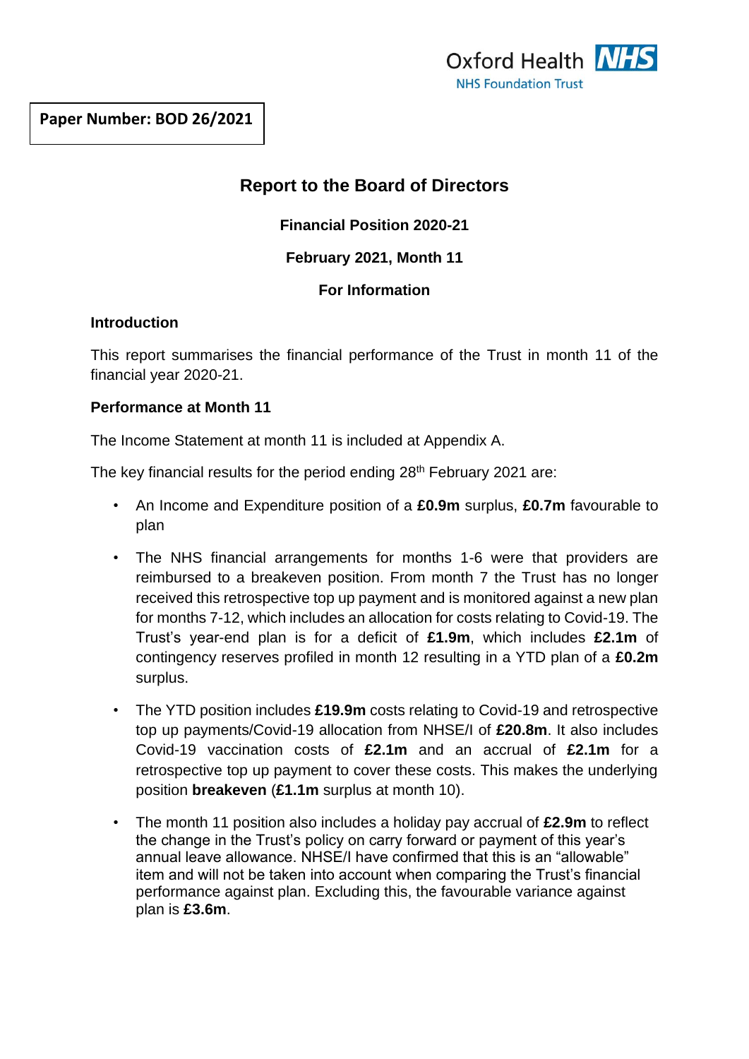Oxford Health NHS Foundation Trust

**Paper Number: BOD 26/2021**

# Report to the Board of Directors

**Financial Position 2020-21**

**February 2021, Month 11**

**For Information**

## Introduction

This report summarises the financial performance of the Trust in month 11 of the financial year 2020-21.

## Performance at Month 11

The Income Statement at month 11 is included at Appendix A.

The key financial results for the period ending 28th February 2021 are:

- An Income and Expenditure position of a **£0.9m** surplus, **£0.7m** favourable to plan
- The NHS financial arrangements for months 1-6 were that providers are reimbursed to a breakeven position. From month 7 the Trust has no longer received this retrospective top up payment and is monitored against a new plan for months 7-12, which includes an allocation for costs relating to Covid-19. The Trust's year-end plan is for a deficit of **£1.9m**, which includes **£2.1m** of contingency reserves profiled in month 12 resulting in a YTD plan of a **£0.2m** surplus.
- The YTD position includes **£19.9m** costs relating to Covid-19 and retrospective top up payments/Covid-19 allocation from NHSE/I of **£20.8m**. It also includes Covid-19 vaccination costs of **£2.1m** and an accrual of **£2.1m** for a retrospective top up payment to cover these costs. This makes the underlying position **breakeven** (**£1.1m** surplus at month 10).
- The month 11 position also includes a holiday pay accrual of **£2.9m** to reflect the change in the Trust's policy on carry forward or payment of this year's annual leave allowance. NHSE/I have confirmed that this is an "allowable" item and will not be taken into account when comparing the Trust's financial performance against plan. Excluding this, the favourable variance against plan is **£3.6m**.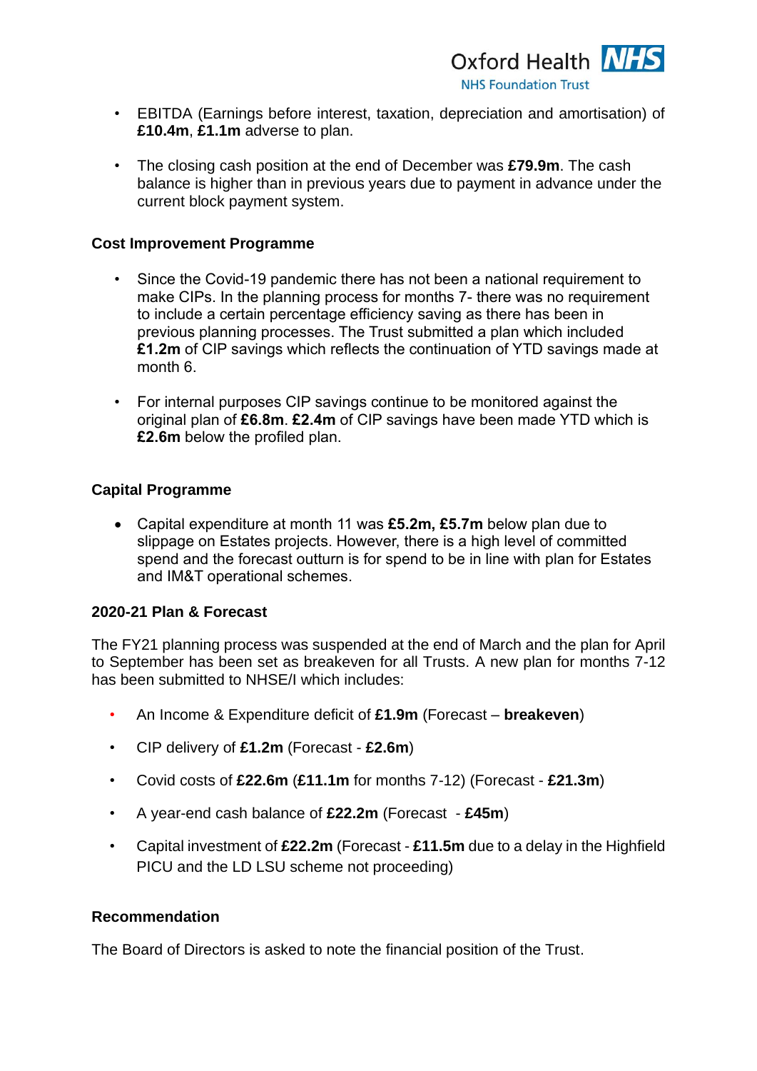- EBITDA (Earnings before interest, taxation, depreciation and amortisation) of **£10.4m**, **£1.1m** adverse to plan.

- The closing cash position at the end of December was **£79.9m**. The cash balance is higher than in previous years due to payment in advance under the current block payment system.

**Cost Improvement Programme**

- Since the Covid-19 pandemic there has not been a national requirement to make CIPs. In the planning process for months 7- there was no requirement to include a certain percentage efficiency saving as there has been in previous planning processes. The Trust submitted a plan which included **£1.2m** of CIP savings which reflects the continuation of YTD savings made at month 6.

- For internal purposes CIP savings continue to be monitored against the original plan of **£6.8m**. **£2.4m** of CIP savings have been made YTD which is **£2.6m** below the profiled plan.

**Capital Programme**

- Capital expenditure at month 11 was **£5.2m, £5.7m** below plan due to slippage on Estates projects. However, there is a high level of committed spend and the forecast outturn is for spend to be in line with plan for Estates and IM&T operational schemes.

**2020-21 Plan & Forecast**

The FY21 planning process was suspended at the end of March and the plan for April to September has been set as breakeven for all Trusts. A new plan for months 7-12 has been submitted to NHSE/I which includes:

- An Income & Expenditure deficit of **£1.9m** (Forecast – **breakeven**)

- CIP delivery of **£1.2m** (Forecast - **£2.6m**)

- Covid costs of **£22.6m** (**£11.1m** for months 7-12) (Forecast - **£21.3m**)

- A year-end cash balance of **£22.2m** (Forecast - **£45m**)

- Capital investment of **£22.2m** (Forecast - **£11.5m** due to a delay in the Highfield PICU and the LD LSU scheme not proceeding)

**Recommendation**

The Board of Directors is asked to note the financial position of the Trust.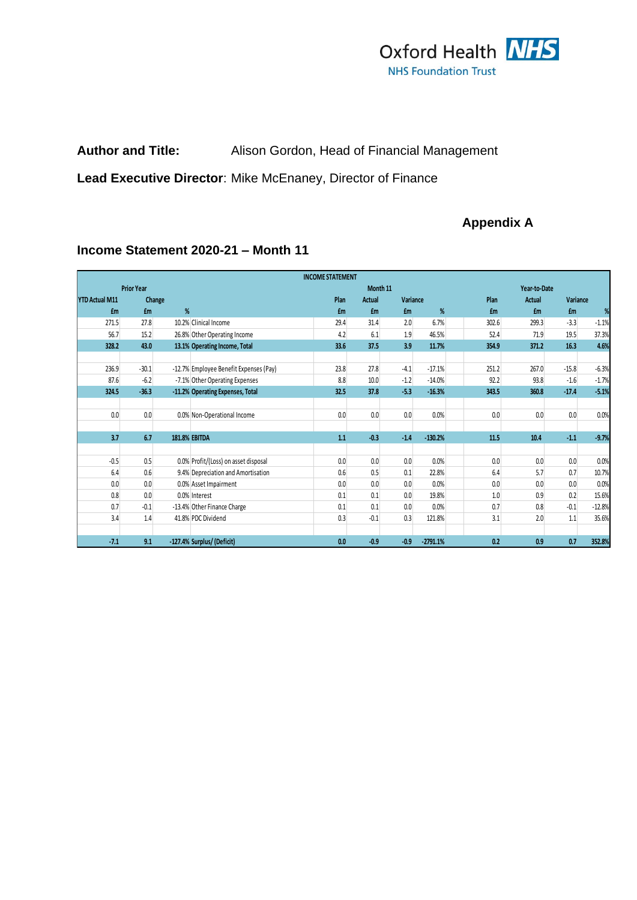Oxford Health NHS
NHS Foundation Trust

**Author and Title:** Alison Gordon, Head of Financial Management

**Lead Executive Director**: Mike McEnaney, Director of Finance

**Appendix A**

## Income Statement 2020-21 – Month 11

| INCOME STATEMENT | | | | | | | | | | | | |
|---|---|---|---|---|---|---|---|---|---|---|---|---|
| Prior Year | | | | Month 11 | | | | Year-to-Date | | | | |
| YTD Actual M11 | Change | | | Plan | Actual | Variance | | Plan | Actual | Variance | | |
| £m | £m | % | | £m | £m | £m | % | £m | £m | £m | % |
| 271.5 | 27.8 | 10.2% | Clinical Income | 29.4 | 31.4 | 2.0 | 6.7% | 302.6 | 299.3 | -3.3 | -1.1% |
| 56.7 | 15.2 | 26.8% | Other Operating Income | 4.2 | 6.1 | 1.9 | 46.5% | 52.4 | 71.9 | 19.5 | 37.3% |
| **328.2** | **43.0** | **13.1%** | **Operating Income, Total** | **33.6** | **37.5** | **3.9** | **11.7%** | **354.9** | **371.2** | **16.3** | **4.6%** |
| | | | | | | | | | | | |
| 236.9 | -30.1 | -12.7% | Employee Benefit Expenses (Pay) | 23.8 | 27.8 | -4.1 | -17.1% | 251.2 | 267.0 | -15.8 | -6.3% |
| 87.6 | -6.2 | -7.1% | Other Operating Expenses | 8.8 | 10.0 | -1.2 | -14.0% | 92.2 | 93.8 | -1.6 | -1.7% |
| **324.5** | **-36.3** | **-11.2%** | **Operating Expenses, Total** | **32.5** | **37.8** | **-5.3** | **-16.3%** | **343.5** | **360.8** | **-17.4** | **-5.1%** |
| | | | | | | | | | | | |
| 0.0 | 0.0 | 0.0% | Non-Operational Income | 0.0 | 0.0 | 0.0 | 0.0% | 0.0 | 0.0 | 0.0 | 0.0% |
| | | | | | | | | | | | |
| **3.7** | **6.7** | **181.8%** | **EBITDA** | **1.1** | **-0.3** | **-1.4** | **-130.2%** | **11.5** | **10.4** | **-1.1** | **-9.7%** |
| | | | | | | | | | | | |
| -0.5 | 0.5 | 0.0% | Profit/(Loss) on asset disposal | 0.0 | 0.0 | 0.0 | 0.0% | 0.0 | 0.0 | 0.0 | 0.0% |
| 6.4 | 0.6 | 9.4% | Depreciation and Amortisation | 0.6 | 0.5 | 0.1 | 22.8% | 6.4 | 5.7 | 0.7 | 10.7% |
| 0.0 | 0.0 | 0.0% | Asset Impairment | 0.0 | 0.0 | 0.0 | 0.0% | 0.0 | 0.0 | 0.0 | 0.0% |
| 0.8 | 0.0 | 0.0% | Interest | 0.1 | 0.1 | 0.0 | 19.8% | 1.0 | 0.9 | 0.2 | 15.6% |
| 0.7 | -0.1 | -13.4% | Other Finance Charge | 0.1 | 0.1 | 0.0 | 0.0% | 0.7 | 0.8 | -0.1 | -12.8% |
| 3.4 | 1.4 | 41.8% | PDC Dividend | 0.3 | -0.1 | 0.3 | 121.8% | 3.1 | 2.0 | 1.1 | 35.6% |
| | | | | | | | | | | | |
| **-7.1** | **9.1** | **-127.4%** | **Surplus/ (Deficit)** | **0.0** | **-0.9** | **-0.9** | **-2791.1%** | **0.2** | **0.9** | **0.7** | **352.8%** |